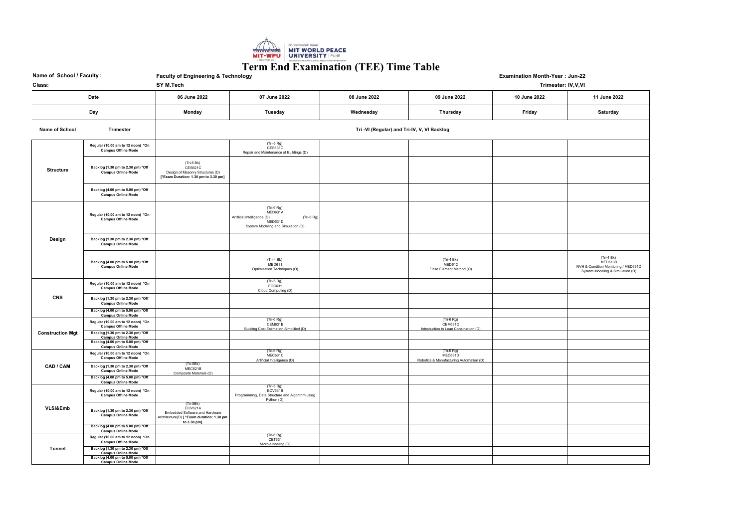Dr. Vishwanath Karad
MIT WORLD PEACE UNIVERSITY | PUNE

# Term End Examination (TEE) Time Table

**Name of School / Faculty :** Faculty of Engineering & Technology **Examination Month-Year : Jun-22**

**Class:** SY M.Tech **Trimester: IV,V,VI**

| Date | | 06 June 2022 | 07 June 2022 | 08 June 2022 | 09 June 2022 | 10 June 2022 | 11 June 2022 |
|---|---|---|---|---|---|---|---|
| Day | | Monday | Tuesday | Wednesday | Thursday | Friday | Saturday |
| Name of School | Trimester | Tri -VI (Regular) and Tri-IV, V, VI Backlog | | | | | |
| Structure | Regular (10.00 am to 12 noon) *On Campus Offline Mode | | (Tri-6 Rg) CES631C Repair and Maintenance of Buildings (D) | | | | |
| | Backlog (1.30 pm to 2.30 pm) *Off Campus Online Mode | (Tri-5 Bk) CES621C Design of Masonry Structures (D) [*Exam Duration: 1.30 pm to 3.30 pm] | | | | | |
| | Backlog (4.00 pm to 5.00 pm) *Off Campus Online Mode | | | | | | |
| Design | Regular (10.00 am to 12 noon) *On Campus Offline Mode | | (Tri-6 Rg) MED631A Artificial Intelligence (D) (Tri-6 Rg) MED631D System Modeling and Simulation (D) | | | | |
| | Backlog (1.30 pm to 2.30 pm) *Off Campus Online Mode | | | | | | |
| | Backlog (4.00 pm to 5.00 pm) *Off Campus Online Mode | | (Tri-4 Bk) MED611 Optimization Techniques (O) | | (Tri-4 Bk) MED612 Finite Element Method (O) | | (Tri-4 Bk) MED613B NVH & Condition Monitoring / MED631D System Modeling & Simulation (D) |
| CNS | Regular (10.00 am to 12 noon) *On Campus Offline Mode | | (Tri-6 Rg) ECC631 Cloud Computing (D) | | | | |
| | Backlog (1.30 pm to 2.30 pm) *Off Campus Online Mode | | | | | | |
| | Backlog (4.00 pm to 5.00 pm) *Off Campus Online Mode | | | | | | |
| Construction Mgt | Regular (10.00 am to 12 noon) *On Campus Offline Mode | | (Tri-6 Rg) CEM631B Building Cost Estimation Simplified (D) | | (Tri-6 Rg) CEM631C Introduction to Lean Construction (D) | | |
| | Backlog (1.30 pm to 2.30 pm) *Off Campus Online Mode | | | | | | |
| | Backlog (4.00 pm to 5.00 pm) *Off Campus Online Mode | | | | | | |
| CAD / CAM | Regular (10.00 am to 12 noon) *On Campus Offline Mode | | (Tri-6 Rg) MEC631C Artificial Intelligence (D) | | (Tri-6 Rg) MEC631D Robotics & Manufacturing Automation (D) | | |
| | Backlog (1.30 pm to 2.30 pm) *Off Campus Online Mode | (Tri-5Bk) MEC621B Composite Materials (O) | | | | | |
| | Backlog (4.00 pm to 5.00 pm) *Off Campus Online Mode | | | | | | |
| VLSI&Emb | Regular (10.00 am to 12 noon) *On Campus Offline Mode | | (Tri-6 Rg) ECV631B Programming, Data Structure and Algorithm using Python (D) | | | | |
| | Backlog (1.30 pm to 2.30 pm) *Off Campus Online Mode | (Tri-5Bk) ECV621A Embedded Software and Hardware Architecture(D) [ *Exam duration: 1.30 pm to 3.30 pm] | | | | | |
| | Backlog (4.00 pm to 5.00 pm) *Off Campus Online Mode | | | | | | |
| Tunnel | Regular (10.00 am to 12 noon) *On Campus Offline Mode | | (Tri-6 Rg) CET631 Micro-tunneling (D) | | | | |
| | Backlog (1.30 pm to 2.30 pm) *Off Campus Online Mode | | | | | | |
| | Backlog (4.00 pm to 5.00 pm) *Off Campus Online Mode | | | | | | |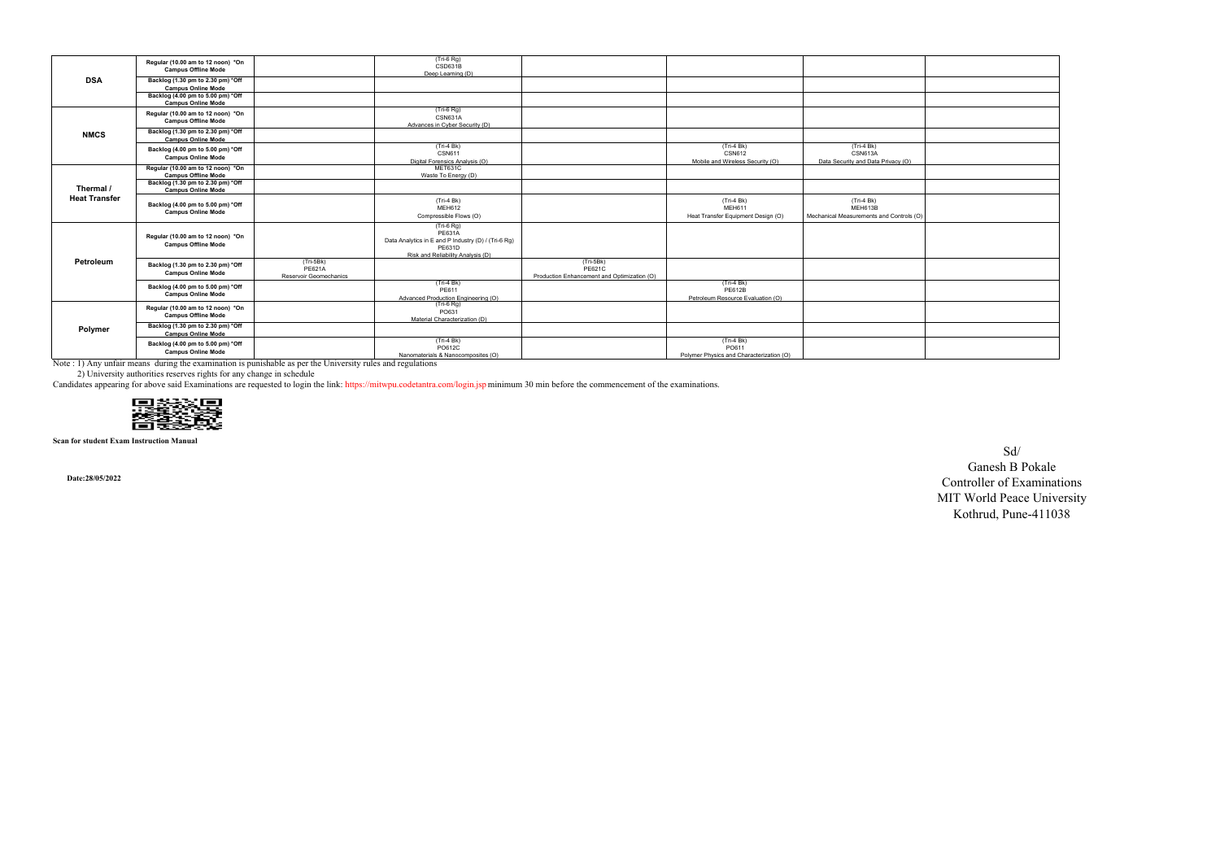| | | | | | | | |
|---|---|---|---|---|---|---|---|
| **DSA** | **Regular (10.00 am to 12 noon) *On Campus Offline Mode** | | (Tri-6 Rg) CSD631B Deep Learning (D) | | | | |
| | **Backlog (1.30 pm to 2.30 pm) *Off Campus Online Mode** | | | | | | |
| | **Backlog (4.00 pm to 5.00 pm) *Off Campus Online Mode** | | | | | | |
| **NMCS** | **Regular (10.00 am to 12 noon) *On Campus Offline Mode** | | (Tri-6 Rg) CSN631A Advances in Cyber Security (D) | | | | |
| | **Backlog (1.30 pm to 2.30 pm) *Off Campus Online Mode** | | | | | | |
| | **Backlog (4.00 pm to 5.00 pm) *Off Campus Online Mode** | | (Tri-4 Bk) CSN611 Digital Forensics Analysis (O) | | (Tri-4 Bk) CSN612 Mobile and Wireless Security (O) | (Tri-4 Bk) CSN613A Data Security and Data Privacy (O) | |
| **Thermal / Heat Transfer** | **Regular (10.00 am to 12 noon) *On Campus Offline Mode** | | MET631C Waste To Energy (D) | | | | |
| | **Backlog (1.30 pm to 2.30 pm) *Off Campus Online Mode** | | | | | | |
| | **Backlog (4.00 pm to 5.00 pm) *Off Campus Online Mode** | | (Tri-4 Bk) MEH612 Compressible Flows (O) | | (Tri-4 Bk) MEH611 Heat Transfer Equipment Design (O) | (Tri-4 Bk) MEH613B Mechanical Measurements and Controls (O) | |
| **Petroleum** | **Regular (10.00 am to 12 noon) *On Campus Offline Mode** | | (Tri-6 Rg) PE631A Data Analytics in E and P Industry (D) / (Tri-6 Rg) PE631D Risk and Reliability Analysis (D) | | | | |
| | **Backlog (1.30 pm to 2.30 pm) *Off Campus Online Mode** | (Tri-5Bk) PE621A Reservoir Geomechanics | | (Tri-5Bk) PE621C Production Enhancement and Optimization (O) | | | |
| | **Backlog (4.00 pm to 5.00 pm) *Off Campus Online Mode** | | (Tri-4 Bk) PE611 Advanced Production Engineering (O) | | (Tri-4 Bk) PE612B Petroleum Resource Evaluation (O) | | |
| **Polymer** | **Regular (10.00 am to 12 noon) *On Campus Offline Mode** | | (Tri-6 Rg) PO631 Material Characterization (D) | | | | |
| | **Backlog (1.30 pm to 2.30 pm) *Off Campus Online Mode** | | | | | | |
| | **Backlog (4.00 pm to 5.00 pm) *Off Campus Online Mode** | | (Tri-4 Bk) PO612C Nanomaterials & Nanocomposites (O) | | (Tri-4 Bk) PO611 Polymer Physics and Characterization (O) | | |

Note : 1) Any unfair means during the examination is punishable as per the University rules and regulations

2) University authorities reserves rights for any change in schedule

Candidates appearing for above said Examinations are requested to login the link: https://mitwpu.codetantra.com/login.jsp minimum 30 min before the commencement of the examinations.

**Scan for student Exam Instruction Manual**

**Date:28/05/2022**

Sd/
Ganesh B Pokale
Controller of Examinations
MIT World Peace University
Kothrud, Pune-411038